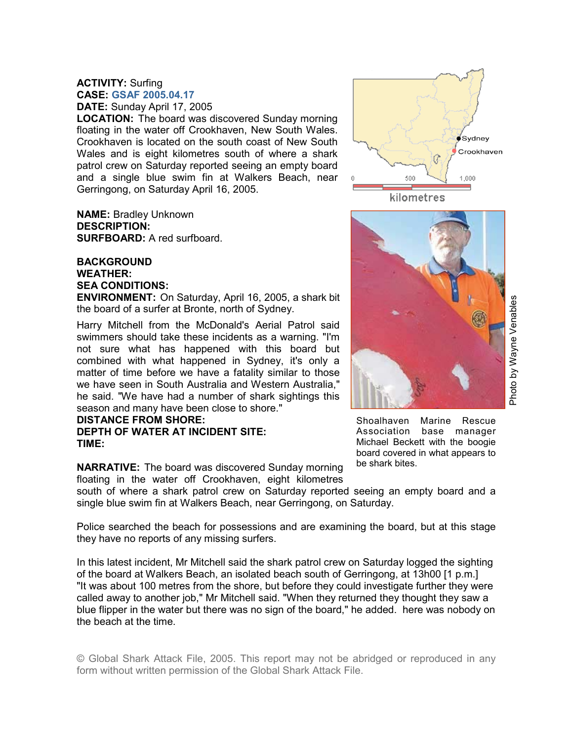**ACTIVITY:** Surfing
**CASE:** GSAF 2005.04.17
**DATE:** Sunday April 17, 2005
**LOCATION:** The board was discovered Sunday morning floating in the water off Crookhaven, New South Wales. Crookhaven is located on the south coast of New South Wales and is eight kilometres south of where a shark patrol crew on Saturday reported seeing an empty board and a single blue swim fin at Walkers Beach, near Gerringong, on Saturday April 16, 2005.

**NAME:** Bradley Unknown
**DESCRIPTION:**
**SURFBOARD:** A red surfboard.

**BACKGROUND**
**WEATHER:**
**SEA CONDITIONS:**
**ENVIRONMENT:** On Saturday, April 16, 2005, a shark bit the board of a surfer at Bronte, north of Sydney.

Harry Mitchell from the McDonald's Aerial Patrol said swimmers should take these incidents as a warning. "I'm not sure what has happened with this board but combined with what happened in Sydney, it's only a matter of time before we have a fatality similar to those we have seen in South Australia and Western Australia," he said. "We have had a number of shark sightings this season and many have been close to shore."
**DISTANCE FROM SHORE:**
**DEPTH OF WATER AT INCIDENT SITE:**
**TIME:**

Shoalhaven Marine Rescue Association base manager Michael Beckett with the boogie board covered in what appears to be shark bites.

Photo by Wayne Venables

**NARRATIVE:** The board was discovered Sunday morning floating in the water off Crookhaven, eight kilometres south of where a shark patrol crew on Saturday reported seeing an empty board and a single blue swim fin at Walkers Beach, near Gerringong, on Saturday.

Police searched the beach for possessions and are examining the board, but at this stage they have no reports of any missing surfers.

In this latest incident, Mr Mitchell said the shark patrol crew on Saturday logged the sighting of the board at Walkers Beach, an isolated beach south of Gerringong, at 13h00 [1 p.m.] "It was about 100 metres from the shore, but before they could investigate further they were called away to another job," Mr Mitchell said. "When they returned they thought they saw a blue flipper in the water but there was no sign of the board," he added. here was nobody on the beach at the time.

© Global Shark Attack File, 2005. This report may not be abridged or reproduced in any form without written permission of the Global Shark Attack File.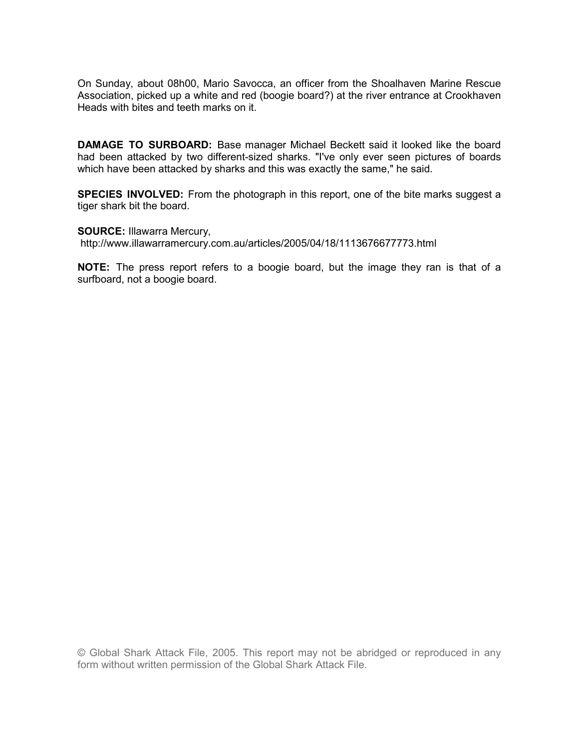On Sunday, about 08h00, Mario Savocca, an officer from the Shoalhaven Marine Rescue Association, picked up a white and red (boogie board?) at the river entrance at Crookhaven Heads with bites and teeth marks on it.

**DAMAGE TO SURBOARD:** Base manager Michael Beckett said it looked like the board had been attacked by two different-sized sharks. "I've only ever seen pictures of boards which have been attacked by sharks and this was exactly the same," he said.

**SPECIES INVOLVED:** From the photograph in this report, one of the bite marks suggest a tiger shark bit the board.

**SOURCE:** Illawarra Mercury,
http://www.illawarramercury.com.au/articles/2005/04/18/1113676677773.html

**NOTE:** The press report refers to a boogie board, but the image they ran is that of a surfboard, not a boogie board.

© Global Shark Attack File, 2005. This report may not be abridged or reproduced in any form without written permission of the Global Shark Attack File.